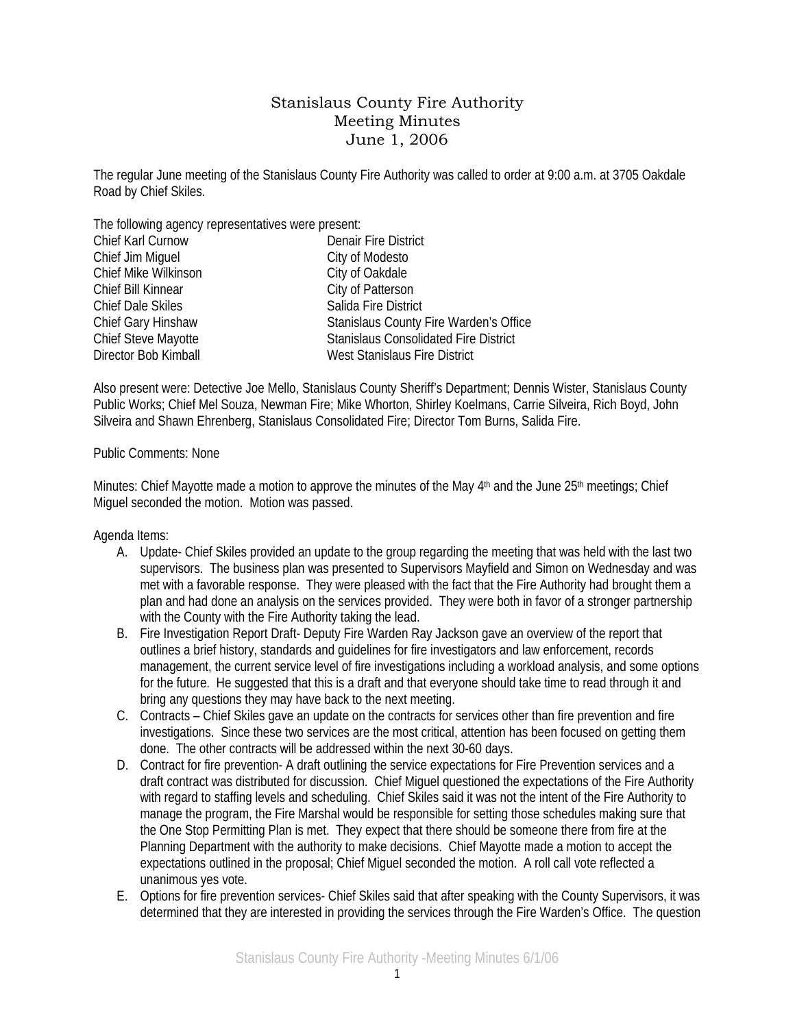# Stanislaus County Fire Authority
## Meeting Minutes
### June 1, 2006

The regular June meeting of the Stanislaus County Fire Authority was called to order at 9:00 a.m. at 3705 Oakdale Road by Chief Skiles.

The following agency representatives were present:

| | |
|---|---|
| Chief Karl Curnow | Denair Fire District |
| Chief Jim Miguel | City of Modesto |
| Chief Mike Wilkinson | City of Oakdale |
| Chief Bill Kinnear | City of Patterson |
| Chief Dale Skiles | Salida Fire District |
| Chief Gary Hinshaw | Stanislaus County Fire Warden's Office |
| Chief Steve Mayotte | Stanislaus Consolidated Fire District |
| Director Bob Kimball | West Stanislaus Fire District |

Also present were: Detective Joe Mello, Stanislaus County Sheriff's Department; Dennis Wister, Stanislaus County Public Works; Chief Mel Souza, Newman Fire; Mike Whorton, Shirley Koelmans, Carrie Silveira, Rich Boyd, John Silveira and Shawn Ehrenberg, Stanislaus Consolidated Fire; Director Tom Burns, Salida Fire.

Public Comments: None

Minutes: Chief Mayotte made a motion to approve the minutes of the May 4th and the June 25th meetings; Chief Miguel seconded the motion. Motion was passed.

Agenda Items:

A. Update- Chief Skiles provided an update to the group regarding the meeting that was held with the last two supervisors. The business plan was presented to Supervisors Mayfield and Simon on Wednesday and was met with a favorable response. They were pleased with the fact that the Fire Authority had brought them a plan and had done an analysis on the services provided. They were both in favor of a stronger partnership with the County with the Fire Authority taking the lead.

B. Fire Investigation Report Draft- Deputy Fire Warden Ray Jackson gave an overview of the report that outlines a brief history, standards and guidelines for fire investigators and law enforcement, records management, the current service level of fire investigations including a workload analysis, and some options for the future. He suggested that this is a draft and that everyone should take time to read through it and bring any questions they may have back to the next meeting.

C. Contracts – Chief Skiles gave an update on the contracts for services other than fire prevention and fire investigations. Since these two services are the most critical, attention has been focused on getting them done. The other contracts will be addressed within the next 30-60 days.

D. Contract for fire prevention- A draft outlining the service expectations for Fire Prevention services and a draft contract was distributed for discussion. Chief Miguel questioned the expectations of the Fire Authority with regard to staffing levels and scheduling. Chief Skiles said it was not the intent of the Fire Authority to manage the program, the Fire Marshal would be responsible for setting those schedules making sure that the One Stop Permitting Plan is met. They expect that there should be someone there from fire at the Planning Department with the authority to make decisions. Chief Mayotte made a motion to accept the expectations outlined in the proposal; Chief Miguel seconded the motion. A roll call vote reflected a unanimous yes vote.

E. Options for fire prevention services- Chief Skiles said that after speaking with the County Supervisors, it was determined that they are interested in providing the services through the Fire Warden's Office. The question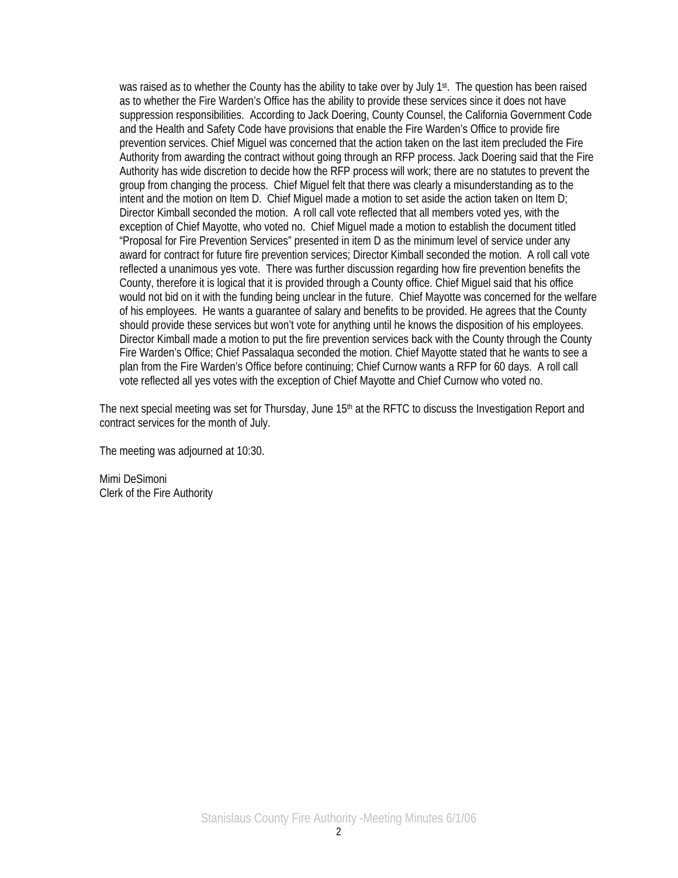was raised as to whether the County has the ability to take over by July 1st. The question has been raised as to whether the Fire Warden's Office has the ability to provide these services since it does not have suppression responsibilities. According to Jack Doering, County Counsel, the California Government Code and the Health and Safety Code have provisions that enable the Fire Warden's Office to provide fire prevention services. Chief Miguel was concerned that the action taken on the last item precluded the Fire Authority from awarding the contract without going through an RFP process. Jack Doering said that the Fire Authority has wide discretion to decide how the RFP process will work; there are no statutes to prevent the group from changing the process. Chief Miguel felt that there was clearly a misunderstanding as to the intent and the motion on Item D. Chief Miguel made a motion to set aside the action taken on Item D; Director Kimball seconded the motion. A roll call vote reflected that all members voted yes, with the exception of Chief Mayotte, who voted no. Chief Miguel made a motion to establish the document titled "Proposal for Fire Prevention Services" presented in item D as the minimum level of service under any award for contract for future fire prevention services; Director Kimball seconded the motion. A roll call vote reflected a unanimous yes vote. There was further discussion regarding how fire prevention benefits the County, therefore it is logical that it is provided through a County office. Chief Miguel said that his office would not bid on it with the funding being unclear in the future. Chief Mayotte was concerned for the welfare of his employees. He wants a guarantee of salary and benefits to be provided. He agrees that the County should provide these services but won't vote for anything until he knows the disposition of his employees. Director Kimball made a motion to put the fire prevention services back with the County through the County Fire Warden's Office; Chief Passalaqua seconded the motion. Chief Mayotte stated that he wants to see a plan from the Fire Warden's Office before continuing; Chief Curnow wants a RFP for 60 days. A roll call vote reflected all yes votes with the exception of Chief Mayotte and Chief Curnow who voted no.

The next special meeting was set for Thursday, June 15th at the RFTC to discuss the Investigation Report and contract services for the month of July.

The meeting was adjourned at 10:30.

Mimi DeSimoni
Clerk of the Fire Authority